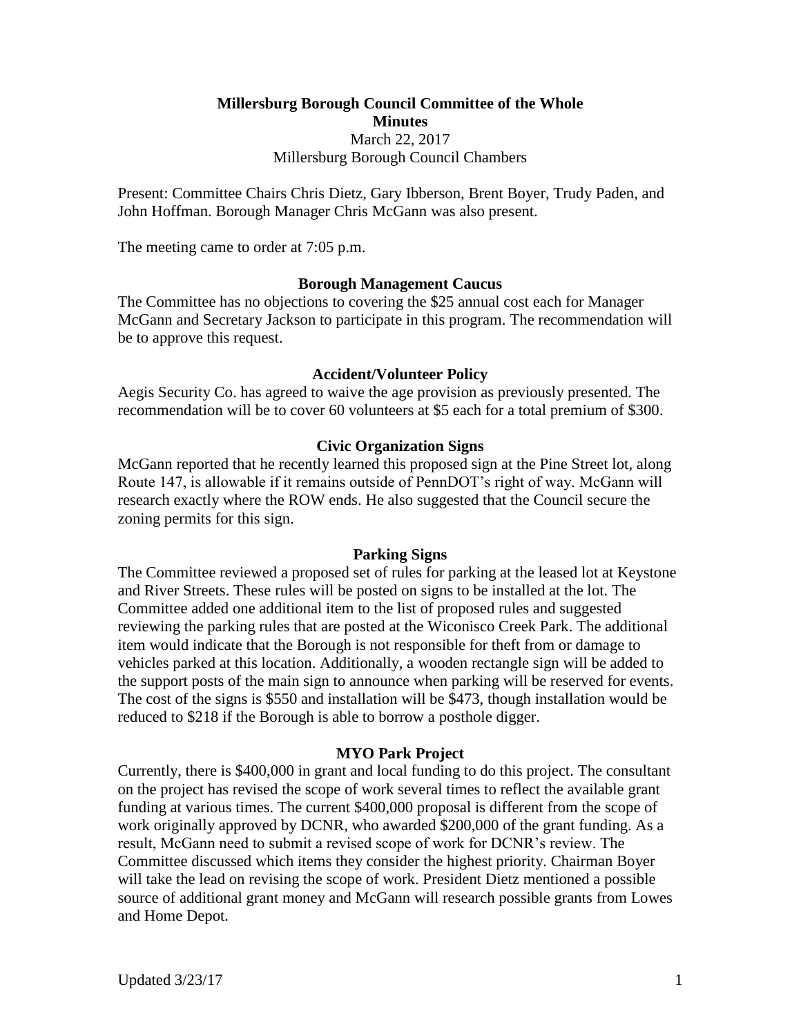# Millersburg Borough Council Committee of the Whole
## Minutes

March 22, 2017
Millersburg Borough Council Chambers

Present: Committee Chairs Chris Dietz, Gary Ibberson, Brent Boyer, Trudy Paden, and John Hoffman. Borough Manager Chris McGann was also present.

The meeting came to order at 7:05 p.m.

### Borough Management Caucus

The Committee has no objections to covering the $25 annual cost each for Manager McGann and Secretary Jackson to participate in this program. The recommendation will be to approve this request.

### Accident/Volunteer Policy

Aegis Security Co. has agreed to waive the age provision as previously presented. The recommendation will be to cover 60 volunteers at $5 each for a total premium of $300.

### Civic Organization Signs

McGann reported that he recently learned this proposed sign at the Pine Street lot, along Route 147, is allowable if it remains outside of PennDOT's right of way. McGann will research exactly where the ROW ends. He also suggested that the Council secure the zoning permits for this sign.

### Parking Signs

The Committee reviewed a proposed set of rules for parking at the leased lot at Keystone and River Streets. These rules will be posted on signs to be installed at the lot. The Committee added one additional item to the list of proposed rules and suggested reviewing the parking rules that are posted at the Wiconisco Creek Park. The additional item would indicate that the Borough is not responsible for theft from or damage to vehicles parked at this location. Additionally, a wooden rectangle sign will be added to the support posts of the main sign to announce when parking will be reserved for events. The cost of the signs is $550 and installation will be $473, though installation would be reduced to $218 if the Borough is able to borrow a posthole digger.

### MYO Park Project

Currently, there is $400,000 in grant and local funding to do this project. The consultant on the project has revised the scope of work several times to reflect the available grant funding at various times. The current $400,000 proposal is different from the scope of work originally approved by DCNR, who awarded $200,000 of the grant funding. As a result, McGann need to submit a revised scope of work for DCNR's review. The Committee discussed which items they consider the highest priority. Chairman Boyer will take the lead on revising the scope of work. President Dietz mentioned a possible source of additional grant money and McGann will research possible grants from Lowes and Home Depot.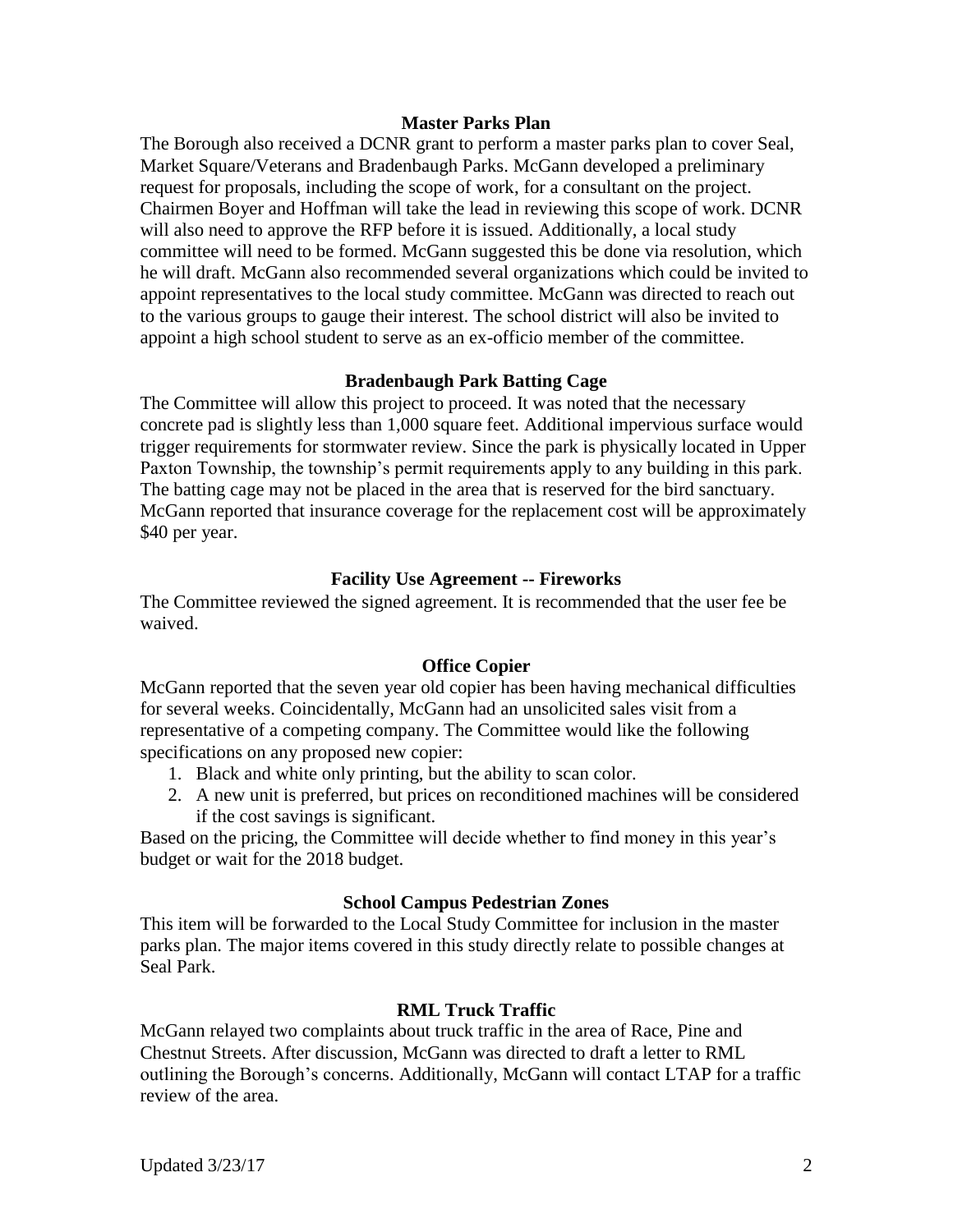### Master Parks Plan

The Borough also received a DCNR grant to perform a master parks plan to cover Seal, Market Square/Veterans and Bradenbaugh Parks. McGann developed a preliminary request for proposals, including the scope of work, for a consultant on the project. Chairmen Boyer and Hoffman will take the lead in reviewing this scope of work. DCNR will also need to approve the RFP before it is issued. Additionally, a local study committee will need to be formed. McGann suggested this be done via resolution, which he will draft. McGann also recommended several organizations which could be invited to appoint representatives to the local study committee. McGann was directed to reach out to the various groups to gauge their interest. The school district will also be invited to appoint a high school student to serve as an ex-officio member of the committee.

### Bradenbaugh Park Batting Cage

The Committee will allow this project to proceed. It was noted that the necessary concrete pad is slightly less than 1,000 square feet. Additional impervious surface would trigger requirements for stormwater review. Since the park is physically located in Upper Paxton Township, the township's permit requirements apply to any building in this park. The batting cage may not be placed in the area that is reserved for the bird sanctuary. McGann reported that insurance coverage for the replacement cost will be approximately $40 per year.

### Facility Use Agreement -- Fireworks

The Committee reviewed the signed agreement. It is recommended that the user fee be waived.

### Office Copier

McGann reported that the seven year old copier has been having mechanical difficulties for several weeks. Coincidentally, McGann had an unsolicited sales visit from a representative of a competing company. The Committee would like the following specifications on any proposed new copier:

1. Black and white only printing, but the ability to scan color.
2. A new unit is preferred, but prices on reconditioned machines will be considered if the cost savings is significant.

Based on the pricing, the Committee will decide whether to find money in this year's budget or wait for the 2018 budget.

### School Campus Pedestrian Zones

This item will be forwarded to the Local Study Committee for inclusion in the master parks plan. The major items covered in this study directly relate to possible changes at Seal Park.

### RML Truck Traffic

McGann relayed two complaints about truck traffic in the area of Race, Pine and Chestnut Streets. After discussion, McGann was directed to draft a letter to RML outlining the Borough's concerns. Additionally, McGann will contact LTAP for a traffic review of the area.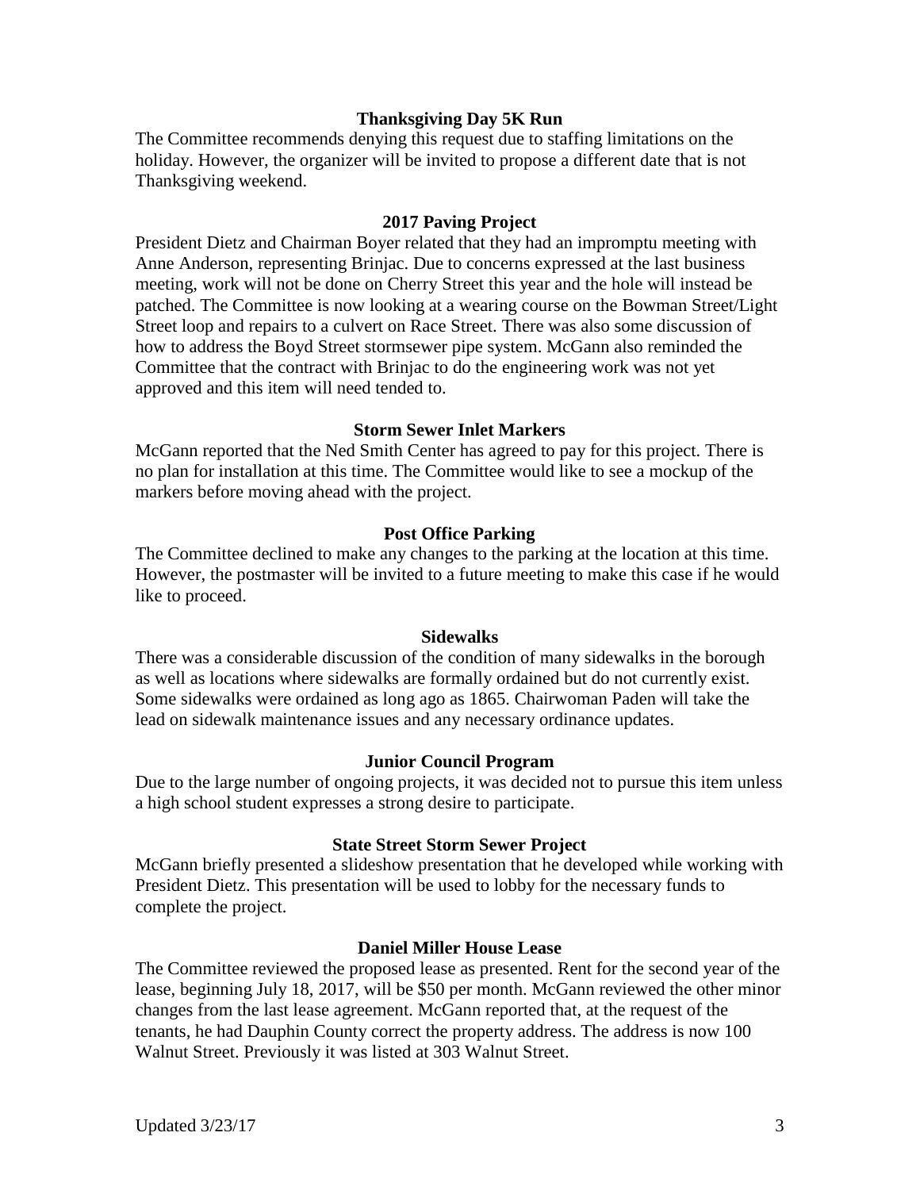### Thanksgiving Day 5K Run

The Committee recommends denying this request due to staffing limitations on the holiday. However, the organizer will be invited to propose a different date that is not Thanksgiving weekend.

### 2017 Paving Project

President Dietz and Chairman Boyer related that they had an impromptu meeting with Anne Anderson, representing Brinjac. Due to concerns expressed at the last business meeting, work will not be done on Cherry Street this year and the hole will instead be patched. The Committee is now looking at a wearing course on the Bowman Street/Light Street loop and repairs to a culvert on Race Street. There was also some discussion of how to address the Boyd Street stormsewer pipe system. McGann also reminded the Committee that the contract with Brinjac to do the engineering work was not yet approved and this item will need tended to.

### Storm Sewer Inlet Markers

McGann reported that the Ned Smith Center has agreed to pay for this project. There is no plan for installation at this time. The Committee would like to see a mockup of the markers before moving ahead with the project.

### Post Office Parking

The Committee declined to make any changes to the parking at the location at this time. However, the postmaster will be invited to a future meeting to make this case if he would like to proceed.

### Sidewalks

There was a considerable discussion of the condition of many sidewalks in the borough as well as locations where sidewalks are formally ordained but do not currently exist. Some sidewalks were ordained as long ago as 1865. Chairwoman Paden will take the lead on sidewalk maintenance issues and any necessary ordinance updates.

### Junior Council Program

Due to the large number of ongoing projects, it was decided not to pursue this item unless a high school student expresses a strong desire to participate.

### State Street Storm Sewer Project

McGann briefly presented a slideshow presentation that he developed while working with President Dietz. This presentation will be used to lobby for the necessary funds to complete the project.

### Daniel Miller House Lease

The Committee reviewed the proposed lease as presented. Rent for the second year of the lease, beginning July 18, 2017, will be $50 per month. McGann reviewed the other minor changes from the last lease agreement. McGann reported that, at the request of the tenants, he had Dauphin County correct the property address. The address is now 100 Walnut Street. Previously it was listed at 303 Walnut Street.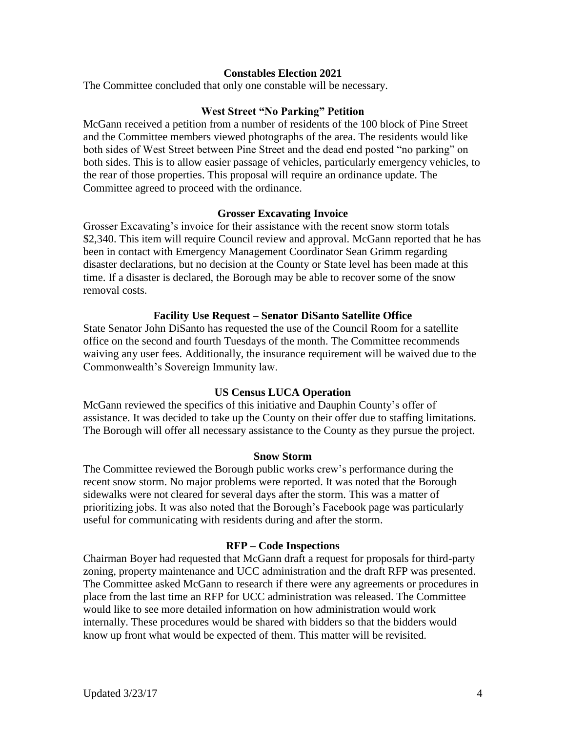### Constables Election 2021

The Committee concluded that only one constable will be necessary.

### West Street "No Parking" Petition

McGann received a petition from a number of residents of the 100 block of Pine Street and the Committee members viewed photographs of the area. The residents would like both sides of West Street between Pine Street and the dead end posted "no parking" on both sides. This is to allow easier passage of vehicles, particularly emergency vehicles, to the rear of those properties. This proposal will require an ordinance update. The Committee agreed to proceed with the ordinance.

### Grosser Excavating Invoice

Grosser Excavating's invoice for their assistance with the recent snow storm totals $2,340. This item will require Council review and approval. McGann reported that he has been in contact with Emergency Management Coordinator Sean Grimm regarding disaster declarations, but no decision at the County or State level has been made at this time. If a disaster is declared, the Borough may be able to recover some of the snow removal costs.

### Facility Use Request – Senator DiSanto Satellite Office

State Senator John DiSanto has requested the use of the Council Room for a satellite office on the second and fourth Tuesdays of the month. The Committee recommends waiving any user fees. Additionally, the insurance requirement will be waived due to the Commonwealth's Sovereign Immunity law.

### US Census LUCA Operation

McGann reviewed the specifics of this initiative and Dauphin County's offer of assistance. It was decided to take up the County on their offer due to staffing limitations. The Borough will offer all necessary assistance to the County as they pursue the project.

### Snow Storm

The Committee reviewed the Borough public works crew's performance during the recent snow storm. No major problems were reported. It was noted that the Borough sidewalks were not cleared for several days after the storm. This was a matter of prioritizing jobs. It was also noted that the Borough's Facebook page was particularly useful for communicating with residents during and after the storm.

### RFP – Code Inspections

Chairman Boyer had requested that McGann draft a request for proposals for third-party zoning, property maintenance and UCC administration and the draft RFP was presented. The Committee asked McGann to research if there were any agreements or procedures in place from the last time an RFP for UCC administration was released. The Committee would like to see more detailed information on how administration would work internally. These procedures would be shared with bidders so that the bidders would know up front what would be expected of them. This matter will be revisited.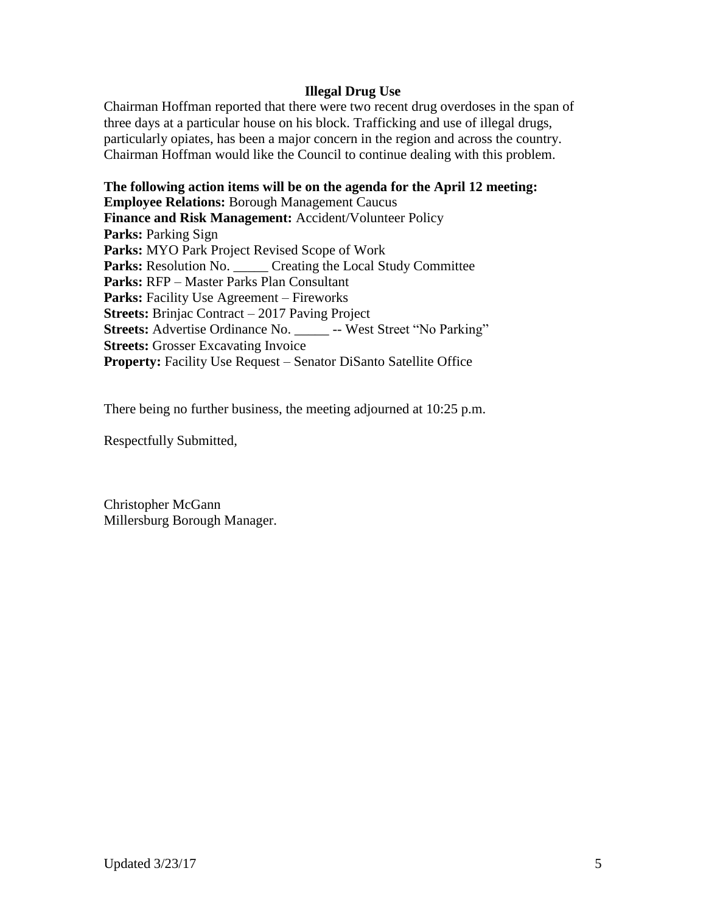### Illegal Drug Use

Chairman Hoffman reported that there were two recent drug overdoses in the span of three days at a particular house on his block. Trafficking and use of illegal drugs, particularly opiates, has been a major concern in the region and across the country. Chairman Hoffman would like the Council to continue dealing with this problem.

**The following action items will be on the agenda for the April 12 meeting:**
**Employee Relations:** Borough Management Caucus
**Finance and Risk Management:** Accident/Volunteer Policy
**Parks:** Parking Sign
**Parks:** MYO Park Project Revised Scope of Work
**Parks:** Resolution No. _____ Creating the Local Study Committee
**Parks:** RFP – Master Parks Plan Consultant
**Parks:** Facility Use Agreement – Fireworks
**Streets:** Brinjac Contract – 2017 Paving Project
**Streets:** Advertise Ordinance No. _____ -- West Street "No Parking"
**Streets:** Grosser Excavating Invoice
**Property:** Facility Use Request – Senator DiSanto Satellite Office

There being no further business, the meeting adjourned at 10:25 p.m.

Respectfully Submitted,

Christopher McGann
Millersburg Borough Manager.

Updated 3/23/17